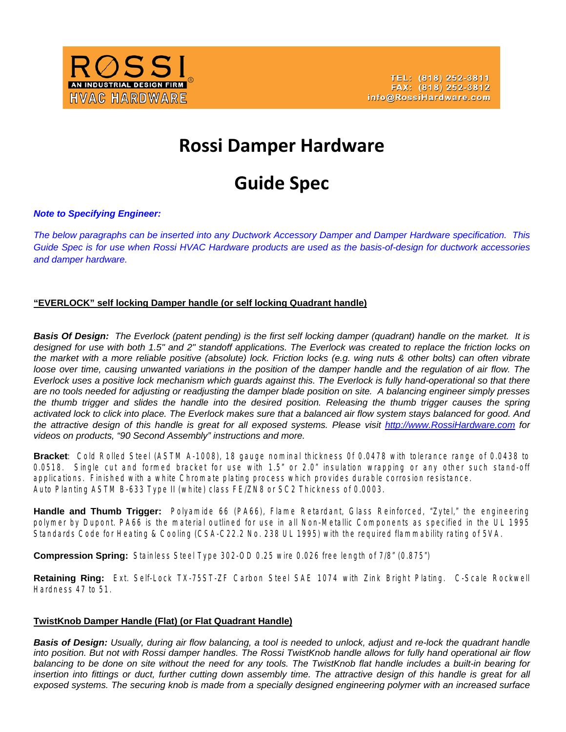ROSSI®
AN INDUSTRIAL DESIGN FIRM
HVAC HARDWARE

TEL: (818) 252-3811
FAX: (818) 252-3812
info@RossiHardware.com

# Rossi Damper Hardware

# Guide Spec

***Note to Specifying Engineer:***

*The below paragraphs can be inserted into any Ductwork Accessory Damper and Damper Hardware specification. This Guide Spec is for use when Rossi HVAC Hardware products are used as the basis-of-design for ductwork accessories and damper hardware.*

## “EVERLOCK” self locking Damper handle (or self locking Quadrant handle)

***Basis Of Design:*** *The Everlock (patent pending) is the first self locking damper (quadrant) handle on the market. It is designed for use with both 1.5" and 2" standoff applications. The Everlock was created to replace the friction locks on the market with a more reliable positive (absolute) lock. Friction locks (e.g. wing nuts & other bolts) can often vibrate loose over time, causing unwanted variations in the position of the damper handle and the regulation of air flow. The Everlock uses a positive lock mechanism which guards against this. The Everlock is fully hand-operational so that there are no tools needed for adjusting or readjusting the damper blade position on site. A balancing engineer simply presses the thumb trigger and slides the handle into the desired position. Releasing the thumb trigger causes the spring activated lock to click into place. The Everlock makes sure that a balanced air flow system stays balanced for good. And the attractive design of this handle is great for all exposed systems. Please visit [http://www.RossiHardware.com](http://www.RossiHardware.com) for videos on products, “90 Second Assembly” instructions and more.*

**Bracket**: Cold Rolled Steel (ASTM A-1008), 18 gauge nominal thickness 0f 0.0478 with tolerance range of 0.0438 to 0.0518. Single cut and formed bracket for use with 1.5” or 2.0” insulation wrapping or any other such stand-off applications. Finished with a white Chromate plating process which provides durable corrosion resistance.
Auto Planting ASTM B-633 Type II (white) class FE/ZN8 or SC2 Thickness of 0.0003.

**Handle and Thumb Trigger:** Polyamide 66 (PA66), Flame Retardant, Glass Reinforced, “Zytel,” the engineering polymer by Dupont. PA66 is the material outlined for use in all Non-Metallic Components as specified in the UL 1995 Standards Code for Heating & Cooling (CSA-C22.2 No. 238 UL 1995) with the required flammability rating of 5VA.

**Compression Spring:** Stainless Steel Type 302-OD 0.25 wire 0.026 free length of 7/8” (0.875”)

**Retaining Ring:** Ext. Self-Lock TX-75ST-ZF Carbon Steel SAE 1074 with Zink Bright Plating. C-Scale Rockwell Hardness 47 to 51.

## TwistKnob Damper Handle (Flat) (or Flat Quadrant Handle)

***Basis of Design:*** *Usually, during air flow balancing, a tool is needed to unlock, adjust and re-lock the quadrant handle into position. But not with Rossi damper handles. The Rossi TwistKnob handle allows for fully hand operational air flow balancing to be done on site without the need for any tools. The TwistKnob flat handle includes a built-in bearing for insertion into fittings or duct, further cutting down assembly time. The attractive design of this handle is great for all exposed systems. The securing knob is made from a specially designed engineering polymer with an increased surface*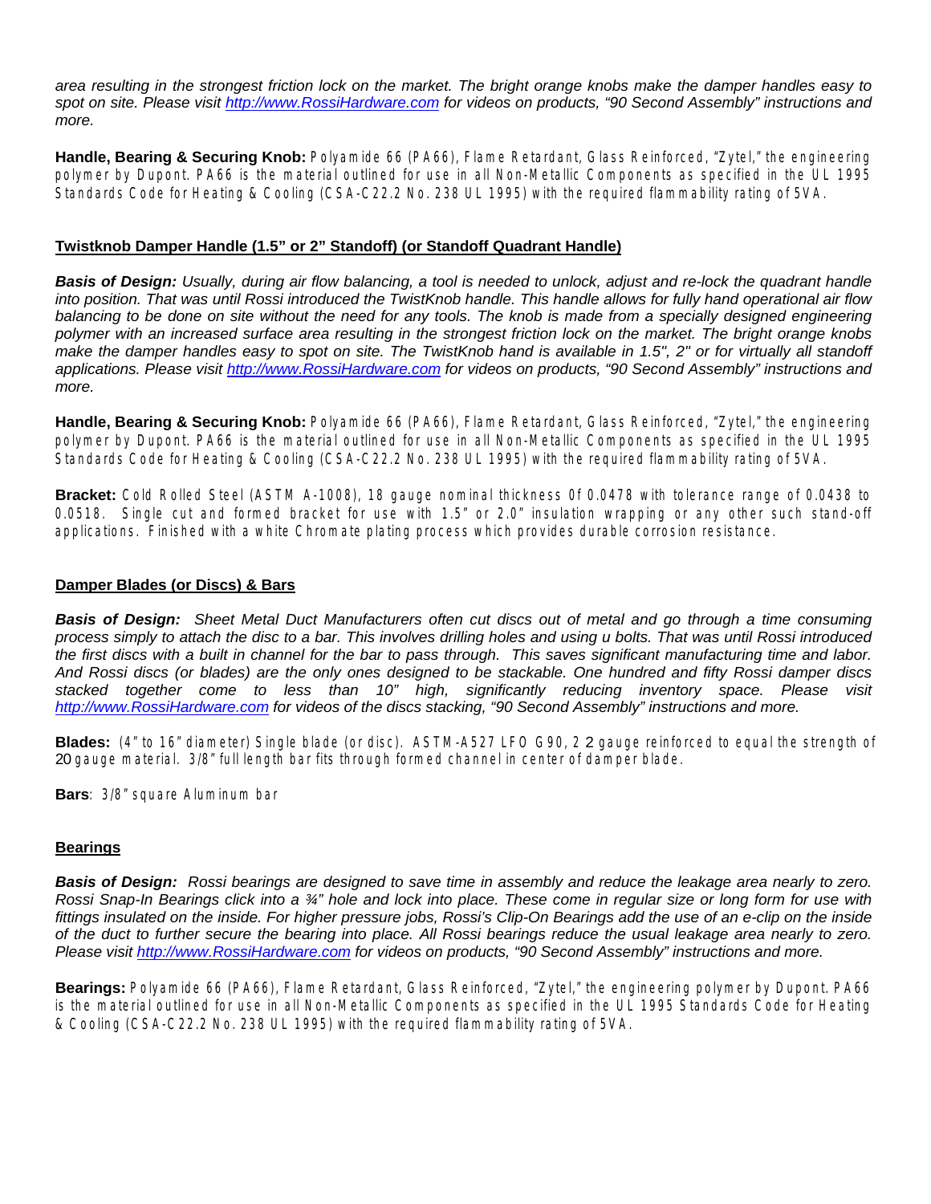*area resulting in the strongest friction lock on the market. The bright orange knobs make the damper handles easy to spot on site. Please visit [http://www.RossiHardware.com](http://www.RossiHardware.com) for videos on products, "90 Second Assembly" instructions and more.*

**Handle, Bearing & Securing Knob:** Polyamide 66 (PA66), Flame Retardant, Glass Reinforced, "Zytel," the engineering polymer by Dupont. PA66 is the material outlined for use in all Non-Metallic Components as specified in the UL 1995 Standards Code for Heating & Cooling (CSA-C22.2 No. 238 UL 1995) with the required flammability rating of 5VA.

## Twistknob Damper Handle (1.5" or 2" Standoff) (or Standoff Quadrant Handle)

***Basis of Design:*** *Usually, during air flow balancing, a tool is needed to unlock, adjust and re-lock the quadrant handle into position. That was until Rossi introduced the TwistKnob handle. This handle allows for fully hand operational air flow balancing to be done on site without the need for any tools. The knob is made from a specially designed engineering polymer with an increased surface area resulting in the strongest friction lock on the market. The bright orange knobs make the damper handles easy to spot on site. The TwistKnob hand is available in 1.5", 2" or for virtually all standoff applications. Please visit [http://www.RossiHardware.com](http://www.RossiHardware.com) for videos on products, "90 Second Assembly" instructions and more.*

**Handle, Bearing & Securing Knob:** Polyamide 66 (PA66), Flame Retardant, Glass Reinforced, "Zytel," the engineering polymer by Dupont. PA66 is the material outlined for use in all Non-Metallic Components as specified in the UL 1995 Standards Code for Heating & Cooling (CSA-C22.2 No. 238 UL 1995) with the required flammability rating of 5VA.

**Bracket:** Cold Rolled Steel (ASTM A-1008), 18 gauge nominal thickness 0f 0.0478 with tolerance range of 0.0438 to 0.0518. Single cut and formed bracket for use with 1.5" or 2.0" insulation wrapping or any other such stand-off applications. Finished with a white Chromate plating process which provides durable corrosion resistance.

## Damper Blades (or Discs) & Bars

***Basis of Design:*** *Sheet Metal Duct Manufacturers often cut discs out of metal and go through a time consuming process simply to attach the disc to a bar. This involves drilling holes and using u bolts. That was until Rossi introduced the first discs with a built in channel for the bar to pass through. This saves significant manufacturing time and labor. And Rossi discs (or blades) are the only ones designed to be stackable. One hundred and fifty Rossi damper discs stacked together come to less than 10" high, significantly reducing inventory space. Please visit [http://www.RossiHardware.com](http://www.RossiHardware.com) for videos of the discs stacking, "90 Second Assembly" instructions and more.*

**Blades:** (4" to 16" diameter) Single blade (or disc). ASTM-A527 LFO G90, 22 gauge reinforced to equal the strength of 20 gauge material. 3/8" full length bar fits through formed channel in center of damper blade.

**Bars**: 3/8" square Aluminum bar

## Bearings

***Basis of Design:*** *Rossi bearings are designed to save time in assembly and reduce the leakage area nearly to zero. Rossi Snap-In Bearings click into a ¾" hole and lock into place. These come in regular size or long form for use with fittings insulated on the inside. For higher pressure jobs, Rossi's Clip-On Bearings add the use of an e-clip on the inside of the duct to further secure the bearing into place. All Rossi bearings reduce the usual leakage area nearly to zero. Please visit [http://www.RossiHardware.com](http://www.RossiHardware.com) for videos on products, "90 Second Assembly" instructions and more.*

**Bearings:** Polyamide 66 (PA66), Flame Retardant, Glass Reinforced, "Zytel," the engineering polymer by Dupont. PA66 is the material outlined for use in all Non-Metallic Components as specified in the UL 1995 Standards Code for Heating & Cooling (CSA-C22.2 No. 238 UL 1995) with the required flammability rating of 5VA.